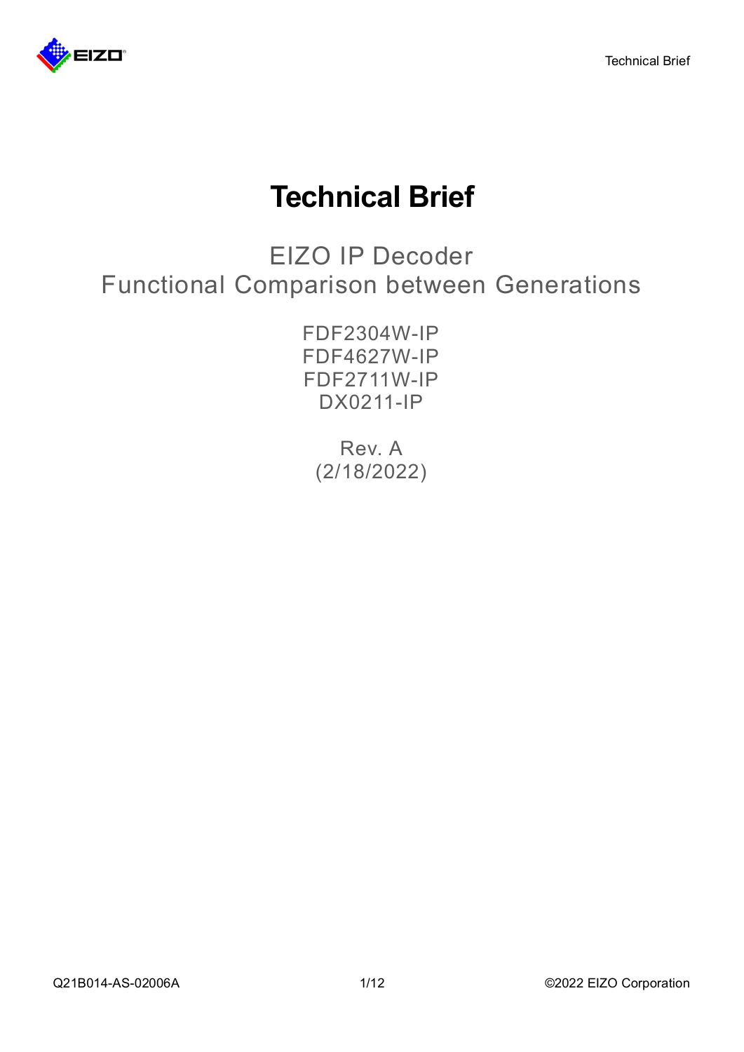# Technical Brief

## EIZO IP Decoder
## Functional Comparison between Generations

FDF2304W-IP
FDF4627W-IP
FDF2711W-IP
DX0211-IP

Rev. A
(2/18/2022)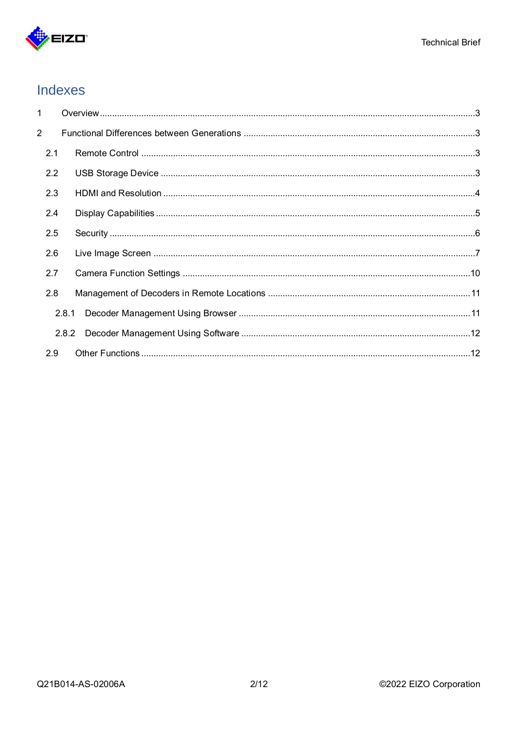# Indexes

1 Overview ..... 3

2 Functional Differences between Generations ..... 3

- 2.1 Remote Control ..... 3
- 2.2 USB Storage Device ..... 3
- 2.3 HDMI and Resolution ..... 4
- 2.4 Display Capabilities ..... 5
- 2.5 Security ..... 6
- 2.6 Live Image Screen ..... 7
- 2.7 Camera Function Settings ..... 10
- 2.8 Management of Decoders in Remote Locations ..... 11
  - 2.8.1 Decoder Management Using Browser ..... 11
  - 2.8.2 Decoder Management Using Software ..... 12
- 2.9 Other Functions ..... 12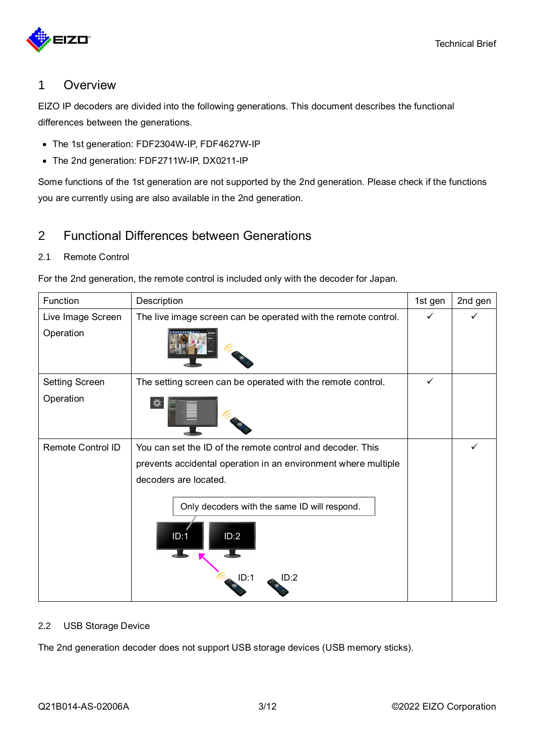# 1 Overview

EIZO IP decoders are divided into the following generations. This document describes the functional differences between the generations.

- The 1st generation: FDF2304W-IP, FDF4627W-IP
- The 2nd generation: FDF2711W-IP, DX0211-IP

Some functions of the 1st generation are not supported by the 2nd generation. Please check if the functions you are currently using are also available in the 2nd generation.

# 2 Functional Differences between Generations

## 2.1 Remote Control

For the 2nd generation, the remote control is included only with the decoder for Japan.

| Function | Description | 1st gen | 2nd gen |
|---|---|---|---|
| Live Image Screen Operation | The live image screen can be operated with the remote control. | ✓ | ✓ |
| Setting Screen Operation | The setting screen can be operated with the remote control. | ✓ | |
| Remote Control ID | You can set the ID of the remote control and decoder. This prevents accidental operation in an environment where multiple decoders are located. Only decoders with the same ID will respond. ID:1 ID:2 ID:1 ID:2 | | ✓ |

## 2.2 USB Storage Device

The 2nd generation decoder does not support USB storage devices (USB memory sticks).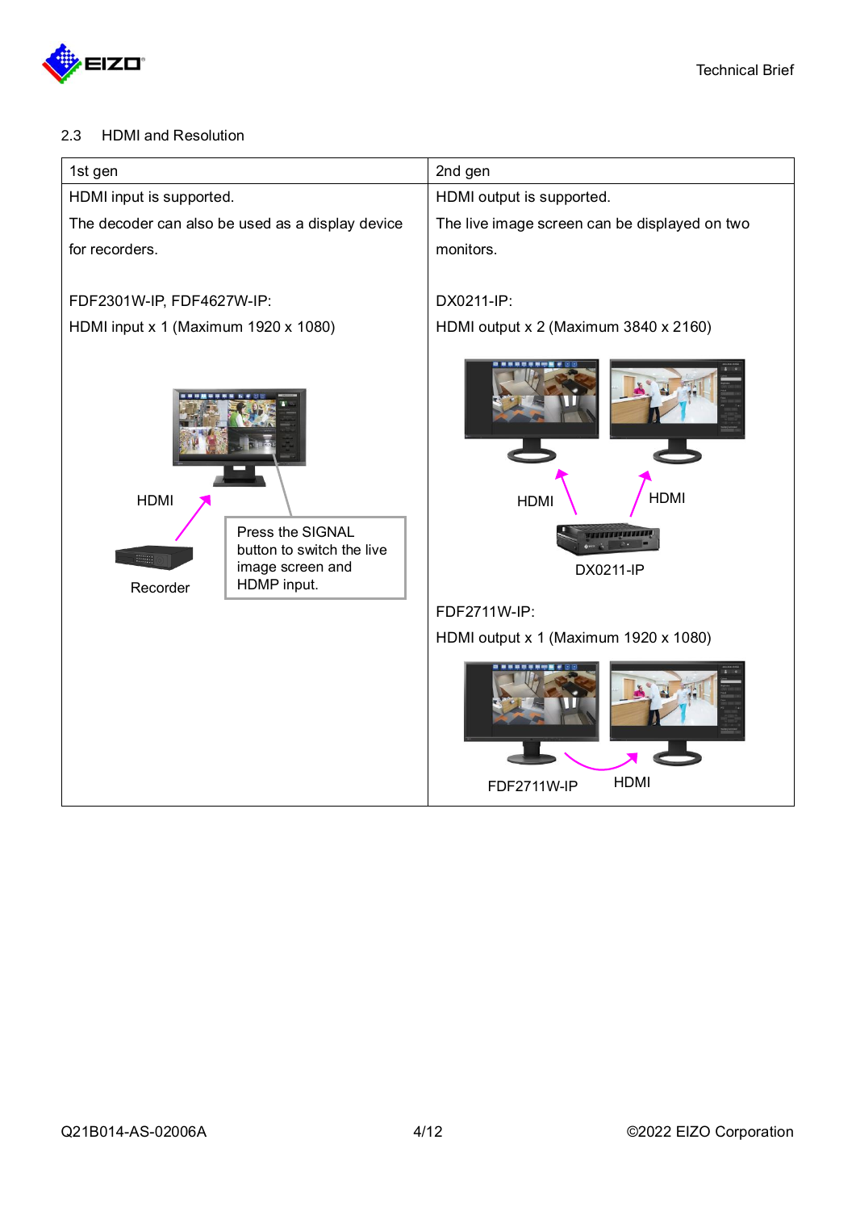## 2.3 HDMI and Resolution

| 1st gen | 2nd gen |
|---|---|
| HDMI input is supported.<br>The decoder can also be used as a display device for recorders.<br><br>FDF2301W-IP, FDF4627W-IP:<br>HDMI input x 1 (Maximum 1920 x 1080)<br><br>HDMI<br>Recorder<br>Press the SIGNAL button to switch the live image screen and HDMP input. | HDMI output is supported.<br>The live image screen can be displayed on two monitors.<br><br>DX0211-IP:<br>HDMI output x 2 (Maximum 3840 x 2160)<br><br>HDMI HDMI<br>DX0211-IP<br><br>FDF2711W-IP:<br>HDMI output x 1 (Maximum 1920 x 1080)<br><br>FDF2711W-IP HDMI |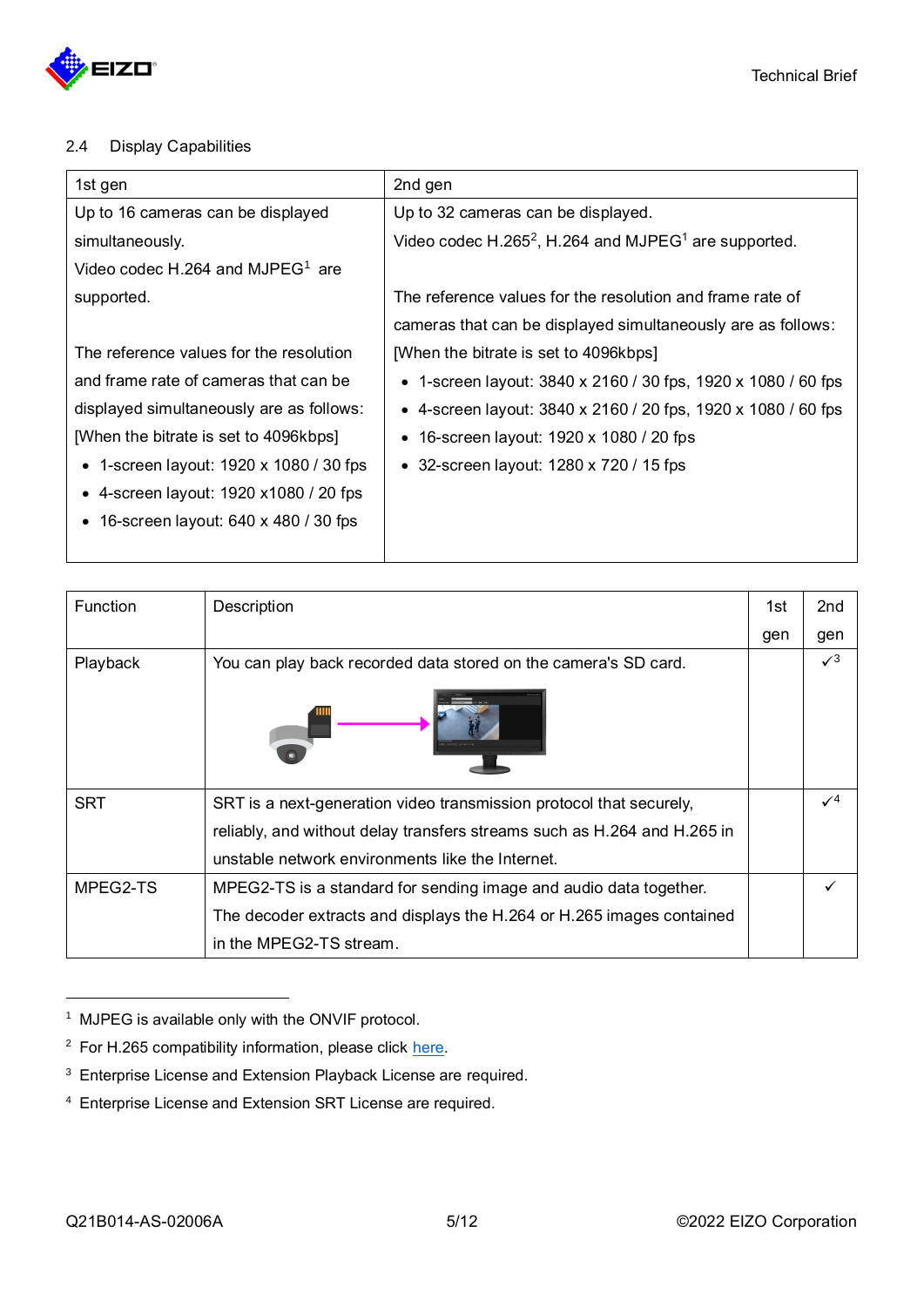## 2.4 Display Capabilities

| 1st gen | 2nd gen |
|---|---|
| Up to 16 cameras can be displayed simultaneously.<br>Video codec H.264 and MJPEG[1] are supported.<br><br>The reference values for the resolution and frame rate of cameras that can be displayed simultaneously are as follows:<br>[When the bitrate is set to 4096kbps]<br>• 1-screen layout: 1920 x 1080 / 30 fps<br>• 4-screen layout: 1920 x1080 / 20 fps<br>• 16-screen layout: 640 x 480 / 30 fps | Up to 32 cameras can be displayed.<br>Video codec H.265[2], H.264 and MJPEG[1] are supported.<br><br>The reference values for the resolution and frame rate of cameras that can be displayed simultaneously are as follows:<br>[When the bitrate is set to 4096kbps]<br>• 1-screen layout: 3840 x 2160 / 30 fps, 1920 x 1080 / 60 fps<br>• 4-screen layout: 3840 x 2160 / 20 fps, 1920 x 1080 / 60 fps<br>• 16-screen layout: 1920 x 1080 / 20 fps<br>• 32-screen layout: 1280 x 720 / 15 fps |

| Function | Description | 1st gen | 2nd gen |
|---|---|---|---|
| Playback | You can play back recorded data stored on the camera's SD card. | | ✓[3] |
| SRT | SRT is a next-generation video transmission protocol that securely, reliably, and without delay transfers streams such as H.264 and H.265 in unstable network environments like the Internet. | | ✓[4] |
| MPEG2-TS | MPEG2-TS is a standard for sending image and audio data together. The decoder extracts and displays the H.264 or H.265 images contained in the MPEG2-TS stream. | | ✓ |

---

[1] MJPEG is available only with the ONVIF protocol.

[2] For H.265 compatibility information, please click here.

[3] Enterprise License and Extension Playback License are required.

[4] Enterprise License and Extension SRT License are required.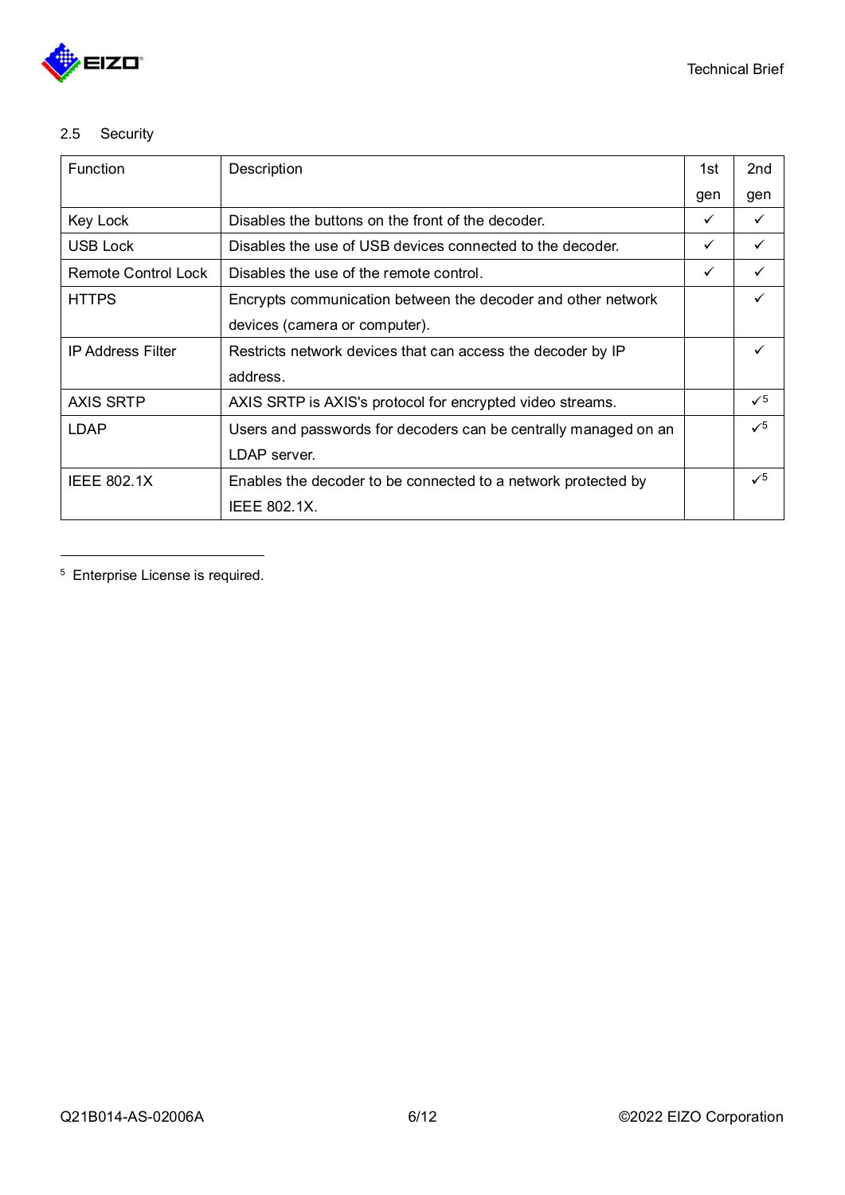## 2.5 Security

| Function | Description | 1st gen | 2nd gen |
|---|---|---|---|
| Key Lock | Disables the buttons on the front of the decoder. | ✓ | ✓ |
| USB Lock | Disables the use of USB devices connected to the decoder. | ✓ | ✓ |
| Remote Control Lock | Disables the use of the remote control. | ✓ | ✓ |
| HTTPS | Encrypts communication between the decoder and other network devices (camera or computer). | | ✓ |
| IP Address Filter | Restricts network devices that can access the decoder by IP address. | | ✓ |
| AXIS SRTP | AXIS SRTP is AXIS's protocol for encrypted video streams. | | ✓[5] |
| LDAP | Users and passwords for decoders can be centrally managed on an LDAP server. | | ✓[5] |
| IEEE 802.1X | Enables the decoder to be connected to a network protected by IEEE 802.1X. | | ✓[5] |

[5] Enterprise License is required.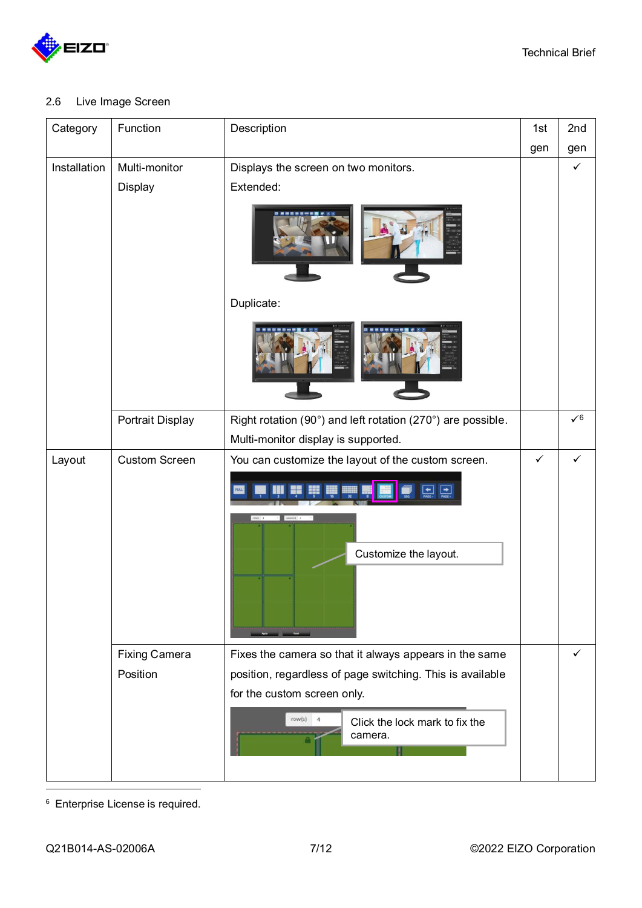2.6 Live Image Screen

| Category | Function | Description | 1st gen | 2nd gen |
|---|---|---|---|---|
| Installation | Multi-monitor Display | Displays the screen on two monitors.<br>Extended:<br>Duplicate: | | ✓ |
| | Portrait Display | Right rotation (90°) and left rotation (270°) are possible.<br>Multi-monitor display is supported. | | ✓[6] |
| Layout | Custom Screen | You can customize the layout of the custom screen.<br>Customize the layout. | ✓ | ✓ |
| | Fixing Camera Position | Fixes the camera so that it always appears in the same position, regardless of page switching. This is available for the custom screen only.<br>Click the lock mark to fix the camera. | | ✓ |

[6] Enterprise License is required.

Q21B014-AS-02006A ©2022 EIZO Corporation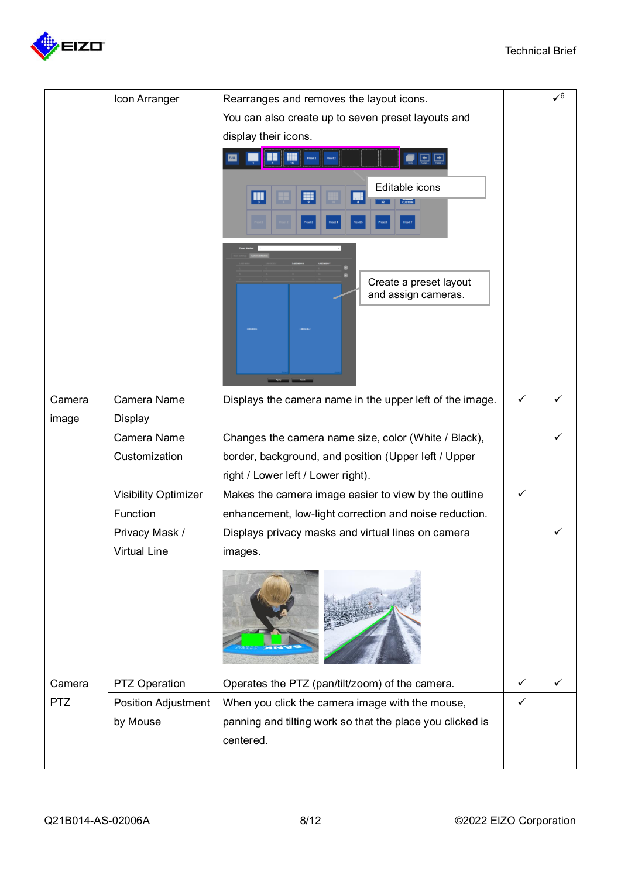| | | | | |
|---|---|---|---|---|
| | Icon Arranger | Rearranges and removes the layout icons.<br>You can also create up to seven preset layouts and display their icons.<br>Editable icons<br>Create a preset layout and assign cameras. | | ✓[6] |
| Camera image | Camera Name Display | Displays the camera name in the upper left of the image. | ✓ | ✓ |
| | Camera Name Customization | Changes the camera name size, color (White / Black), border, background, and position (Upper left / Upper right / Lower left / Lower right). | | ✓ |
| | Visibility Optimizer Function | Makes the camera image easier to view by the outline enhancement, low-light correction and noise reduction. | ✓ | |
| | Privacy Mask / Virtual Line | Displays privacy masks and virtual lines on camera images. | | ✓ |
| Camera PTZ | PTZ Operation | Operates the PTZ (pan/tilt/zoom) of the camera. | ✓ | ✓ |
| | Position Adjustment by Mouse | When you click the camera image with the mouse, panning and tilting work so that the place you clicked is centered. | ✓ | |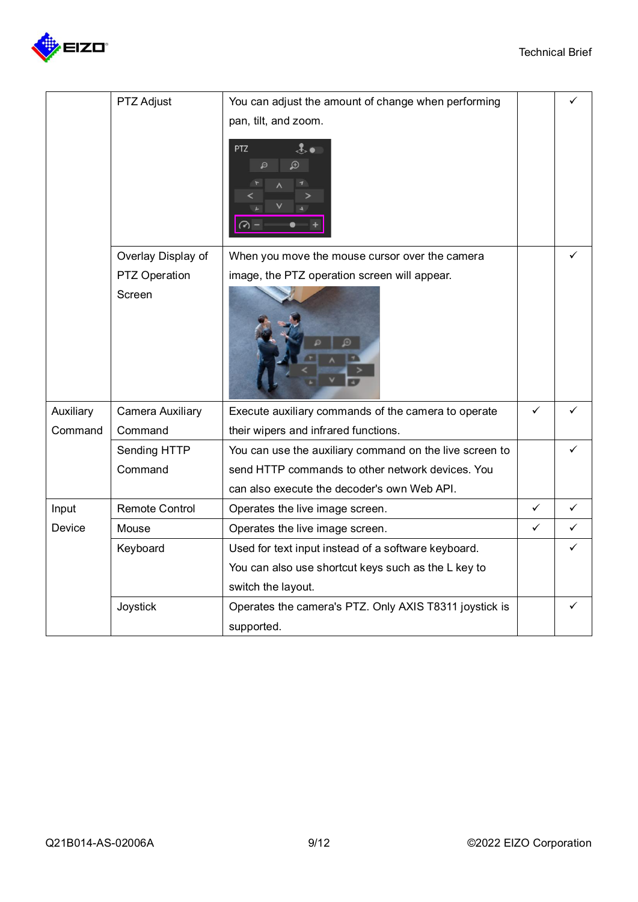| | | | | |
|---|---|---|---|---|
| | PTZ Adjust | You can adjust the amount of change when performing pan, tilt, and zoom. | | ✓ |
| | Overlay Display of PTZ Operation Screen | When you move the mouse cursor over the camera image, the PTZ operation screen will appear. | | ✓ |
| Auxiliary Command | Camera Auxiliary Command | Execute auxiliary commands of the camera to operate their wipers and infrared functions. | ✓ | ✓ |
| | Sending HTTP Command | You can use the auxiliary command on the live screen to send HTTP commands to other network devices. You can also execute the decoder's own Web API. | | ✓ |
| Input Device | Remote Control | Operates the live image screen. | ✓ | ✓ |
| | Mouse | Operates the live image screen. | ✓ | ✓ |
| | Keyboard | Used for text input instead of a software keyboard. You can also use shortcut keys such as the L key to switch the layout. | | ✓ |
| | Joystick | Operates the camera's PTZ. Only AXIS T8311 joystick is supported. | | ✓ |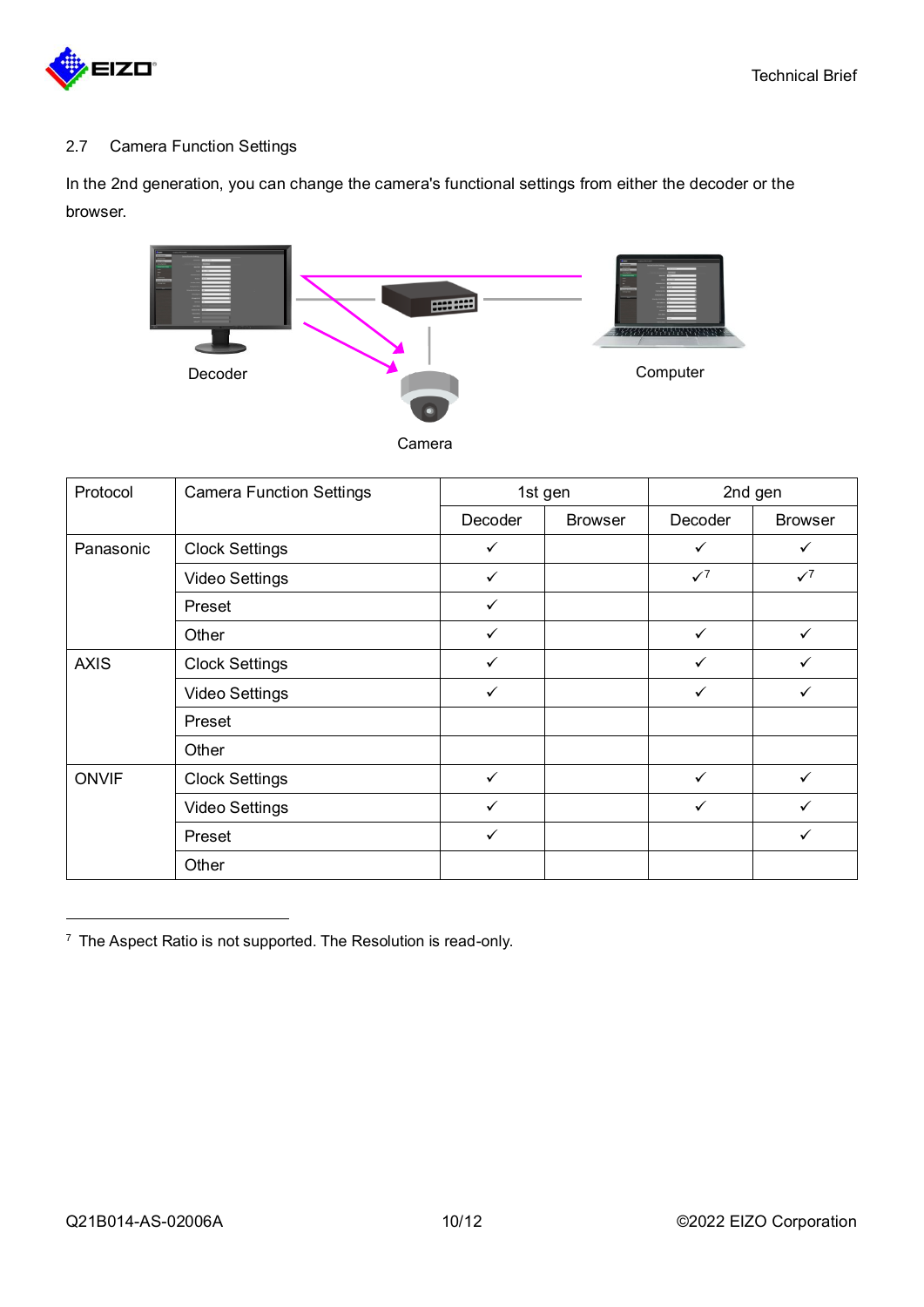## 2.7 Camera Function Settings

In the 2nd generation, you can change the camera's functional settings from either the decoder or the browser.

Decoder

Computer

Camera

| Protocol | Camera Function Settings | 1st gen | | 2nd gen | |
|---|---|---|---|---|---|
| | | Decoder | Browser | Decoder | Browser |
| Panasonic | Clock Settings | ✓ | | ✓ | ✓ |
| | Video Settings | ✓ | | ✓[7] | ✓[7] |
| | Preset | ✓ | | | |
| | Other | ✓ | | ✓ | ✓ |
| AXIS | Clock Settings | ✓ | | ✓ | ✓ |
| | Video Settings | ✓ | | ✓ | ✓ |
| | Preset | | | | |
| | Other | | | | |
| ONVIF | Clock Settings | ✓ | | ✓ | ✓ |
| | Video Settings | ✓ | | ✓ | ✓ |
| | Preset | ✓ | | | ✓ |
| | Other | | | | |

---

[7] The Aspect Ratio is not supported. The Resolution is read-only.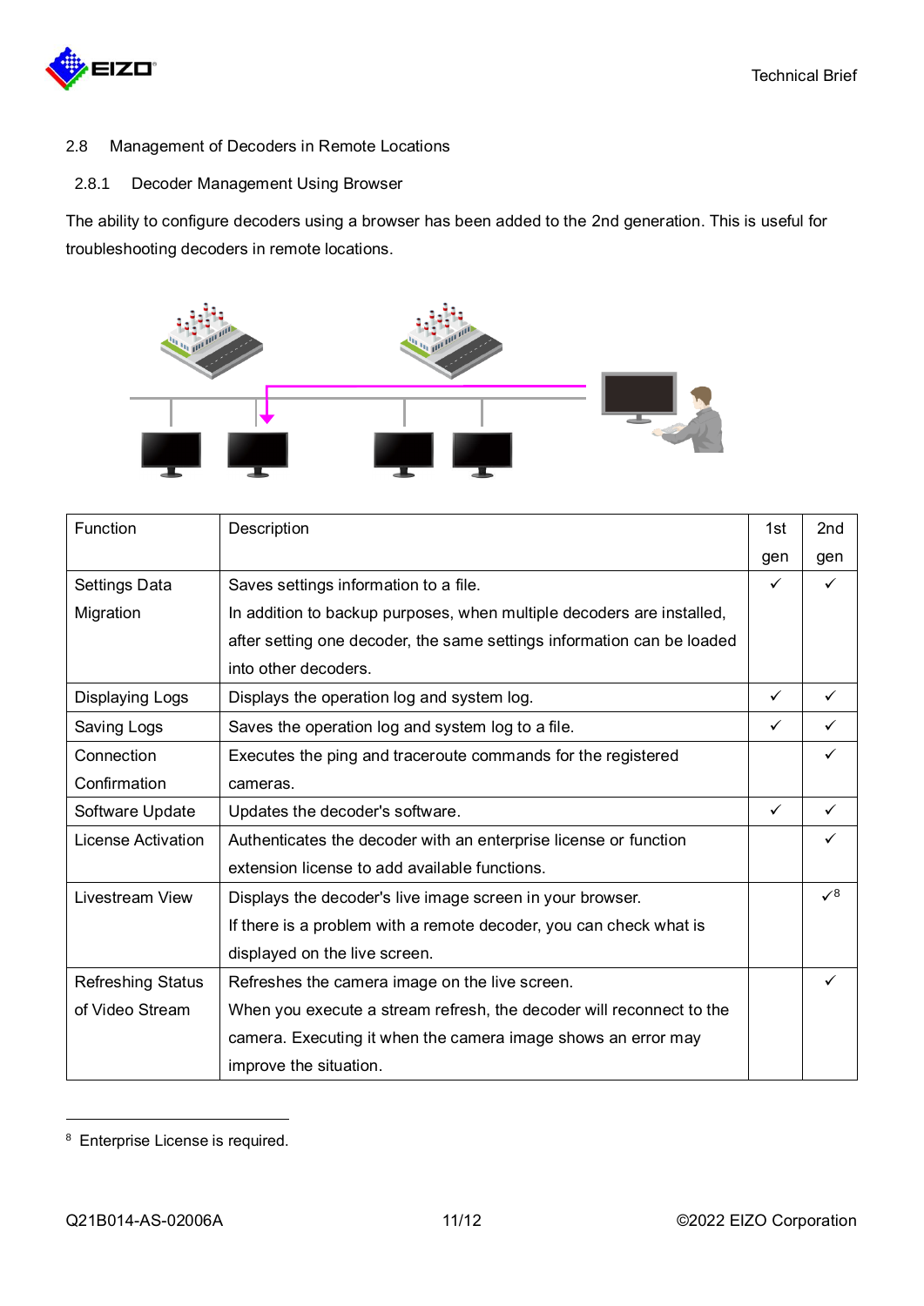## 2.8 Management of Decoders in Remote Locations

### 2.8.1 Decoder Management Using Browser

The ability to configure decoders using a browser has been added to the 2nd generation. This is useful for troubleshooting decoders in remote locations.

| Function | Description | 1st gen | 2nd gen |
|---|---|---|---|
| Settings Data Migration | Saves settings information to a file. In addition to backup purposes, when multiple decoders are installed, after setting one decoder, the same settings information can be loaded into other decoders. | ✓ | ✓ |
| Displaying Logs | Displays the operation log and system log. | ✓ | ✓ |
| Saving Logs | Saves the operation log and system log to a file. | ✓ | ✓ |
| Connection Confirmation | Executes the ping and traceroute commands for the registered cameras. | | ✓ |
| Software Update | Updates the decoder's software. | ✓ | ✓ |
| License Activation | Authenticates the decoder with an enterprise license or function extension license to add available functions. | | ✓ |
| Livestream View | Displays the decoder's live image screen in your browser. If there is a problem with a remote decoder, you can check what is displayed on the live screen. | | ✓[8] |
| Refreshing Status of Video Stream | Refreshes the camera image on the live screen. When you execute a stream refresh, the decoder will reconnect to the camera. Executing it when the camera image shows an error may improve the situation. | | ✓ |

[8] Enterprise License is required.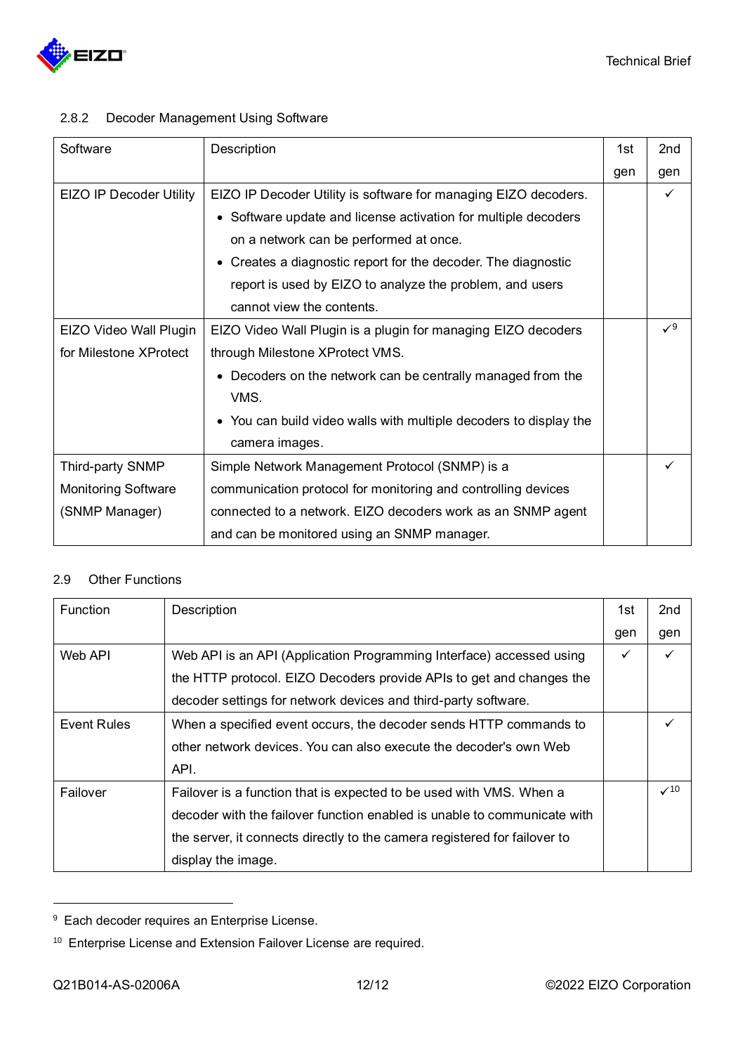### 2.8.2 Decoder Management Using Software

| Software | Description | 1st gen | 2nd gen |
|---|---|---|---|
| EIZO IP Decoder Utility | EIZO IP Decoder Utility is software for managing EIZO decoders.<br>• Software update and license activation for multiple decoders on a network can be performed at once.<br>• Creates a diagnostic report for the decoder. The diagnostic report is used by EIZO to analyze the problem, and users cannot view the contents. | | ✓ |
| EIZO Video Wall Plugin for Milestone XProtect | EIZO Video Wall Plugin is a plugin for managing EIZO decoders through Milestone XProtect VMS.<br>• Decoders on the network can be centrally managed from the VMS.<br>• You can build video walls with multiple decoders to display the camera images. | | ✓[9] |
| Third-party SNMP Monitoring Software (SNMP Manager) | Simple Network Management Protocol (SNMP) is a communication protocol for monitoring and controlling devices connected to a network. EIZO decoders work as an SNMP agent and can be monitored using an SNMP manager. | | ✓ |

## 2.9 Other Functions

| Function | Description | 1st gen | 2nd gen |
|---|---|---|---|
| Web API | Web API is an API (Application Programming Interface) accessed using the HTTP protocol. EIZO Decoders provide APIs to get and changes the decoder settings for network devices and third-party software. | ✓ | ✓ |
| Event Rules | When a specified event occurs, the decoder sends HTTP commands to other network devices. You can also execute the decoder's own Web API. | | ✓ |
| Failover | Failover is a function that is expected to be used with VMS. When a decoder with the failover function enabled is unable to communicate with the server, it connects directly to the camera registered for failover to display the image. | | ✓[10] |

[9] Each decoder requires an Enterprise License.

[10] Enterprise License and Extension Failover License are required.